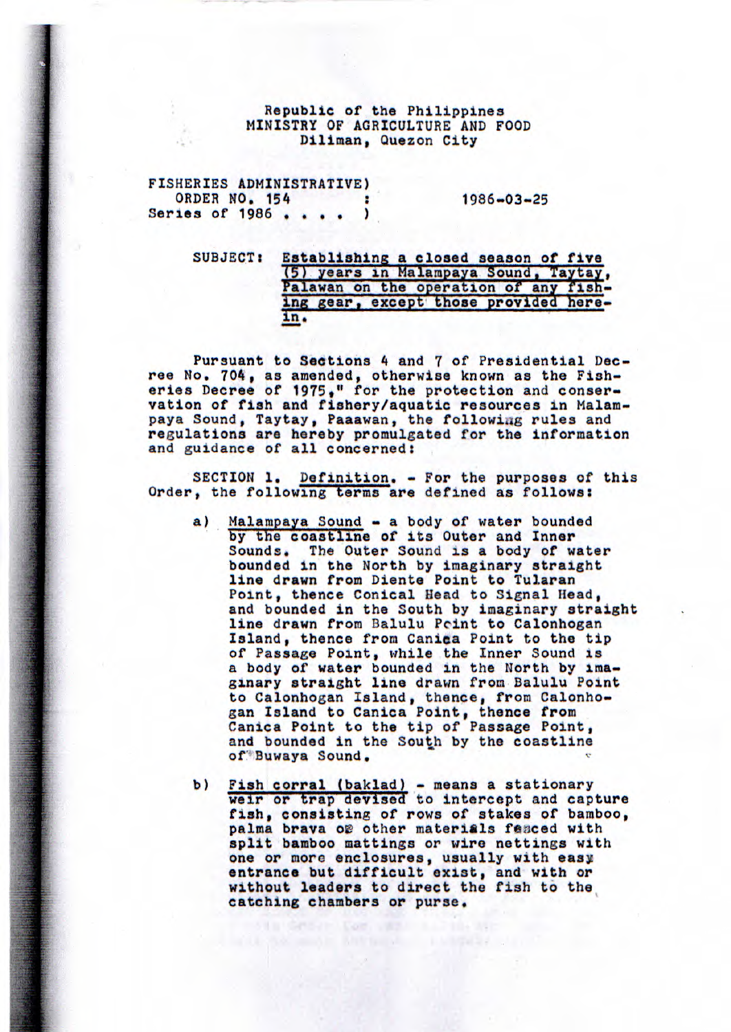Republic of the Philippines
MINISTRY OF AGRICULTURE AND FOOD
Diliman, Quezon City

FISHERIES ADMINISTRATIVE ORDER NO. 154 Series of 1986

1986-03-25

SUBJECT: **Establishing a closed season of five (5) years in Malampaya Sound, Taytay, Palawan on the operation of any fishing gear, except those provided herein.**

Pursuant to Sections 4 and 7 of Presidential Decree No. 704, as amended, otherwise known as the Fisheries Decree of 1975," for the protection and conservation of fish and fishery/aquatic resources in Malampaya Sound, Taytay, Paaawan, the following rules and regulations are hereby promulgated for the information and guidance of all concerned:

SECTION 1. Definition. - For the purposes of this Order, the following terms are defined as follows:

a) Malampaya Sound - a body of water bounded by the coastline of its Outer and Inner Sounds. The Outer Sound is a body of water bounded in the North by imaginary straight line drawn from Diente Point to Tularan Point, thence Conical Head to Signal Head, and bounded in the South by imaginary straight line drawn from Balulu Point to Calonhogan Island, thence from Canica Point to the tip of Passage Point, while the Inner Sound is a body of water bounded in the North by imaginary straight line drawn from Balulu Point to Calonhogan Island, thence, from Calonhogan Island to Canica Point, thence from Canica Point to the tip of Passage Point, and bounded in the South by the coastline of Buwaya Sound.

b) Fish corral (baklad) - means a stationary weir or trap devised to intercept and capture fish, consisting of rows of stakes of bamboo, palma brava or other materials fenced with split bamboo mattings or wire nettings with one or more enclosures, usually with easy entrance but difficult exist, and with or without leaders to direct the fish to the catching chambers or purse.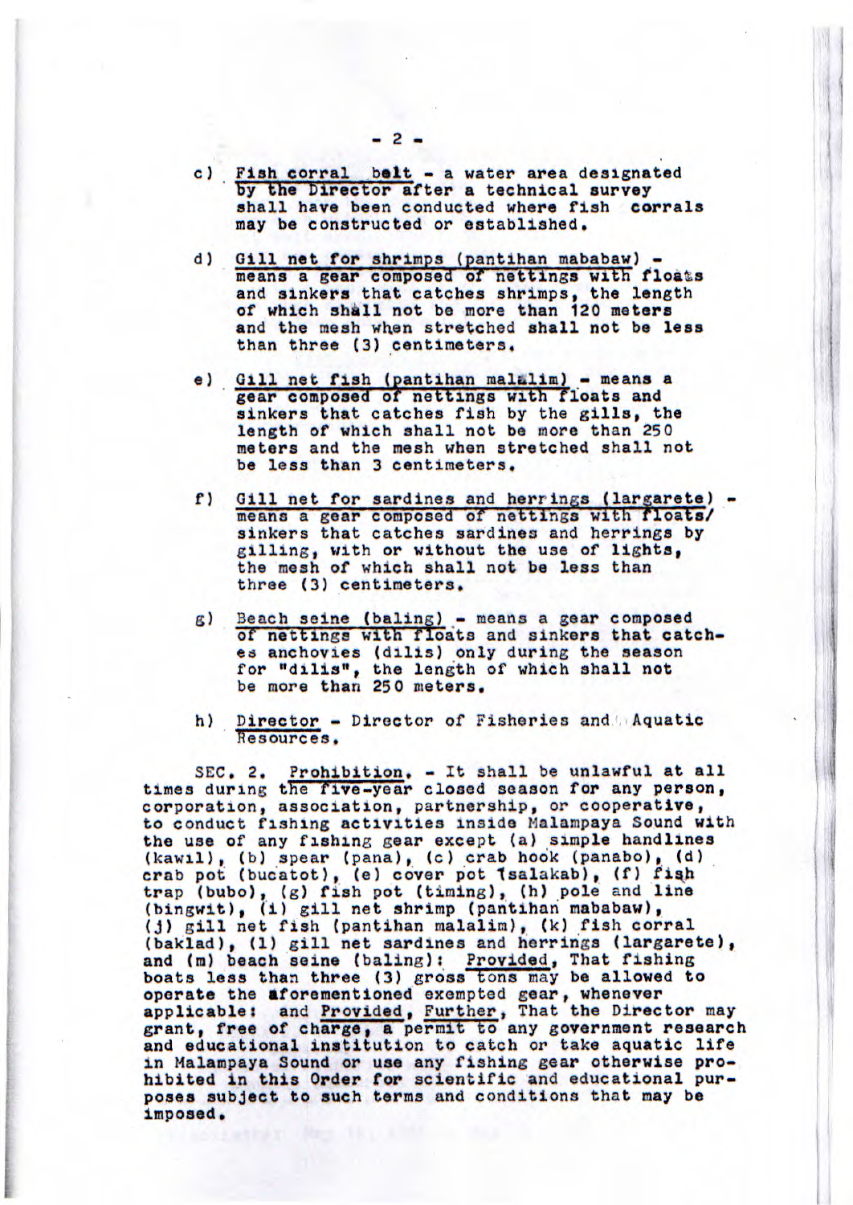c) Fish corral belt - a water area designated by the Director after a technical survey shall have been conducted where fish corrals may be constructed or established.

d) Gill net for shrimps (pantihan mababaw) - means a gear composed of nettings with floats and sinkers that catches shrimps, the length of which shall not be more than 120 meters and the mesh when stretched shall not be less than three (3) centimeters.

e) Gill net fish (pantihan malalim) - means a gear composed of nettings with floats and sinkers that catches fish by the gills, the length of which shall not be more than 250 meters and the mesh when stretched shall not be less than 3 centimeters.

f) Gill net for sardines and herrings (largarete) - means a gear composed of nettings with floats/ sinkers that catches sardines and herrings by gilling, with or without the use of lights, the mesh of which shall not be less than three (3) centimeters.

g) Beach seine (baling) - means a gear composed of nettings with floats and sinkers that catches anchovies (dilis) only during the season for "dilis", the length of which shall not be more than 250 meters.

h) Director - Director of Fisheries and Aquatic Resources.

SEC. 2. Prohibition. - It shall be unlawful at all times during the five-year closed season for any person, corporation, association, partnership, or cooperative, to conduct fishing activities inside Malampaya Sound with the use of any fishing gear except (a) simple handlines (kawil), (b) spear (pana), (c) crab hook (panabo), (d) crab pot (bucatot), (e) cover pot (salakab), (f) fish trap (bubo), (g) fish pot (timing), (h) pole and line (bingwit), (i) gill net shrimp (pantihan mababaw), (j) gill net fish (pantihan malalim), (k) fish corral (baklad), (l) gill net sardines and herrings (largarete), and (m) beach seine (baling): Provided, That fishing boats less than three (3) gross tons may be allowed to operate the aforementioned exempted gear, whenever applicable: and Provided, Further, That the Director may grant, free of charge, a permit to any government research and educational institution to catch or take aquatic life in Malampaya Sound or use any fishing gear otherwise prohibited in this Order for scientific and educational purposes subject to such terms and conditions that may be imposed.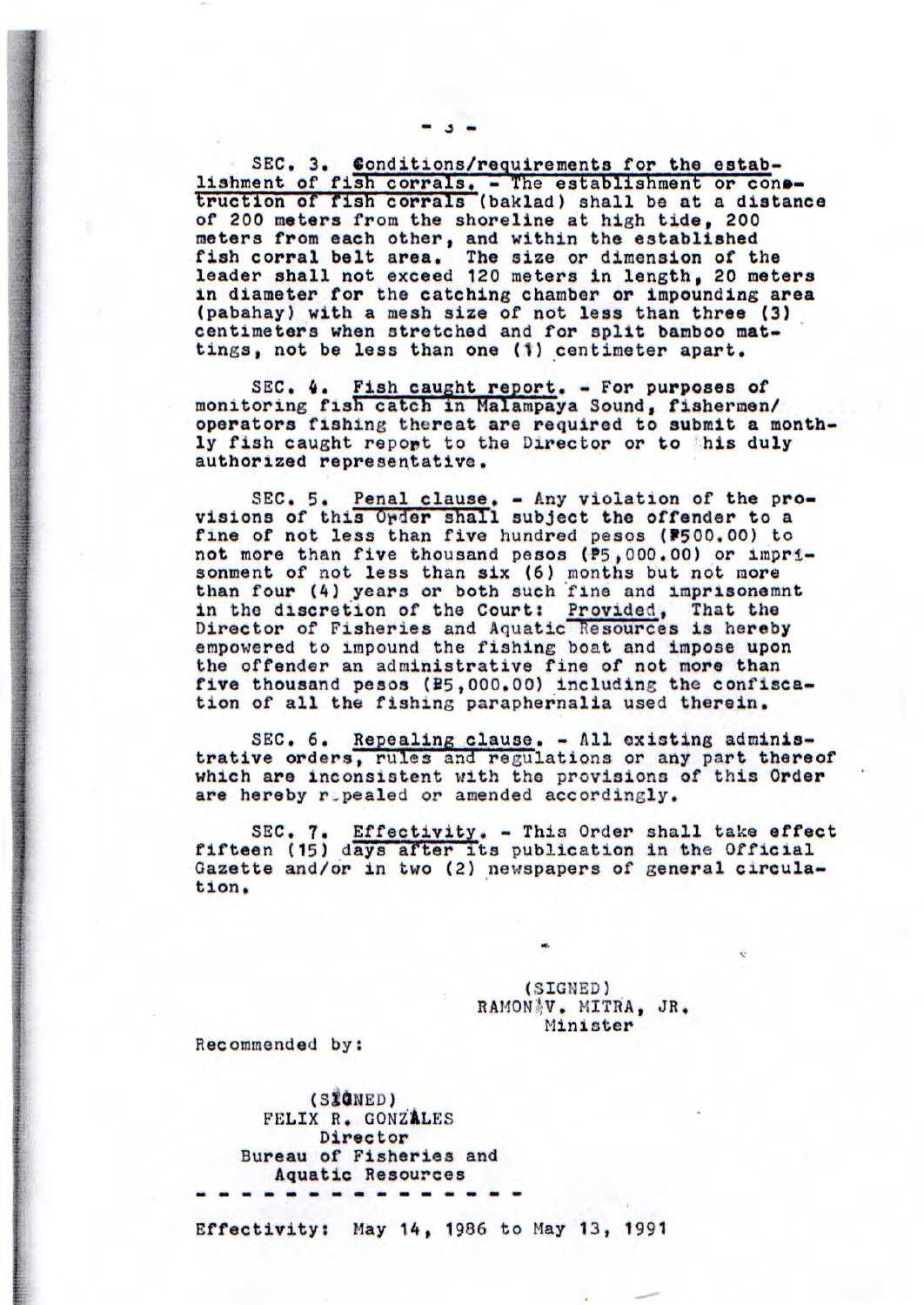**SEC. 3. Conditions/requirements for the establishment of fish corrals.** - The establishment or construction of fish corrals (baklad) shall be at a distance of 200 meters from the shoreline at high tide, 200 meters from each other, and within the established fish corral belt area. The size or dimension of the leader shall not exceed 120 meters in length, 20 meters in diameter for the catching chamber or impounding area (pabahay) with a mesh size of not less than three (3) centimeters when stretched and for split bamboo mattings, not be less than one (1) centimeter apart.

**SEC. 4. Fish caught report.** - For purposes of monitoring fish catch in Malampaya Sound, fishermen/operators fishing thereat are required to submit a monthly fish caught report to the Director or to his duly authorized representative.

**SEC. 5. Penal clause.** - Any violation of the provisions of this Order shall subject the offender to a fine of not less than five hundred pesos (₱500.00) to not more than five thousand pesos (₱5,000.00) or imprisonment of not less than six (6) months but not more than four (4) years or both such fine and imprisonemnt in the discretion of the Court: Provided, That the Director of Fisheries and Aquatic Resources is hereby empowered to impound the fishing boat and impose upon the offender an administrative fine of not more than five thousand pesos (₱5,000.00) including the confiscation of all the fishing paraphernalia used therein.

**SEC. 6. Repealing clause.** - All existing administrative orders, rules and regulations or any part thereof which are inconsistent with the provisions of this Order are hereby repealed or amended accordingly.

**SEC. 7. Effectivity.** - This Order shall take effect fifteen (15) days after its publication in the Official Gazette and/or in two (2) newspapers of general circulation.

(SIGNED)
RAMON V. MITRA, JR.
Minister

Recommended by:

(SIGNED)
FELIX R. GONZALES
Director
Bureau of Fisheries and
Aquatic Resources

- - - - - - - - - - - - - -

Effectivity: May 14, 1986 to May 13, 1991